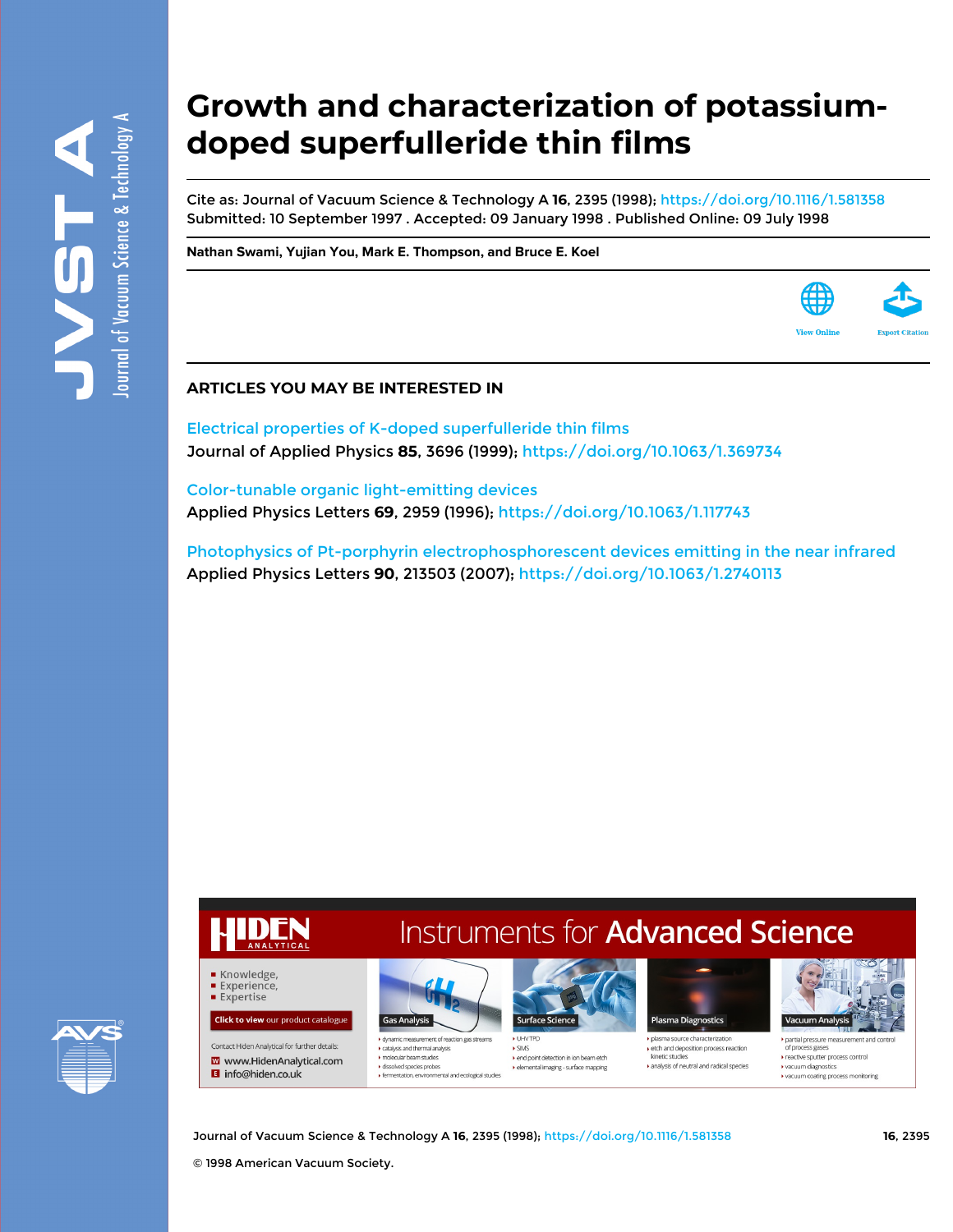# Growth and characterization of potassium-doped superfulleride thin films

Cite as: Journal of Vacuum Science & Technology A **16**, 2395 (1998); https://doi.org/10.1116/1.581358
Submitted: 10 September 1997 . Accepted: 09 January 1998 . Published Online: 09 July 1998

**Nathan Swami, Yujian You, Mark E. Thompson, and Bruce E. Koel**

## ARTICLES YOU MAY BE INTERESTED IN

Electrical properties of K-doped superfulleride thin films
Journal of Applied Physics **85**, 3696 (1999); https://doi.org/10.1063/1.369734

Color-tunable organic light-emitting devices
Applied Physics Letters **69**, 2959 (1996); https://doi.org/10.1063/1.117743

Photophysics of Pt-porphyrin electrophosphorescent devices emitting in the near infrared
Applied Physics Letters **90**, 213503 (2007); https://doi.org/10.1063/1.2740113

© 1998 American Vacuum Society.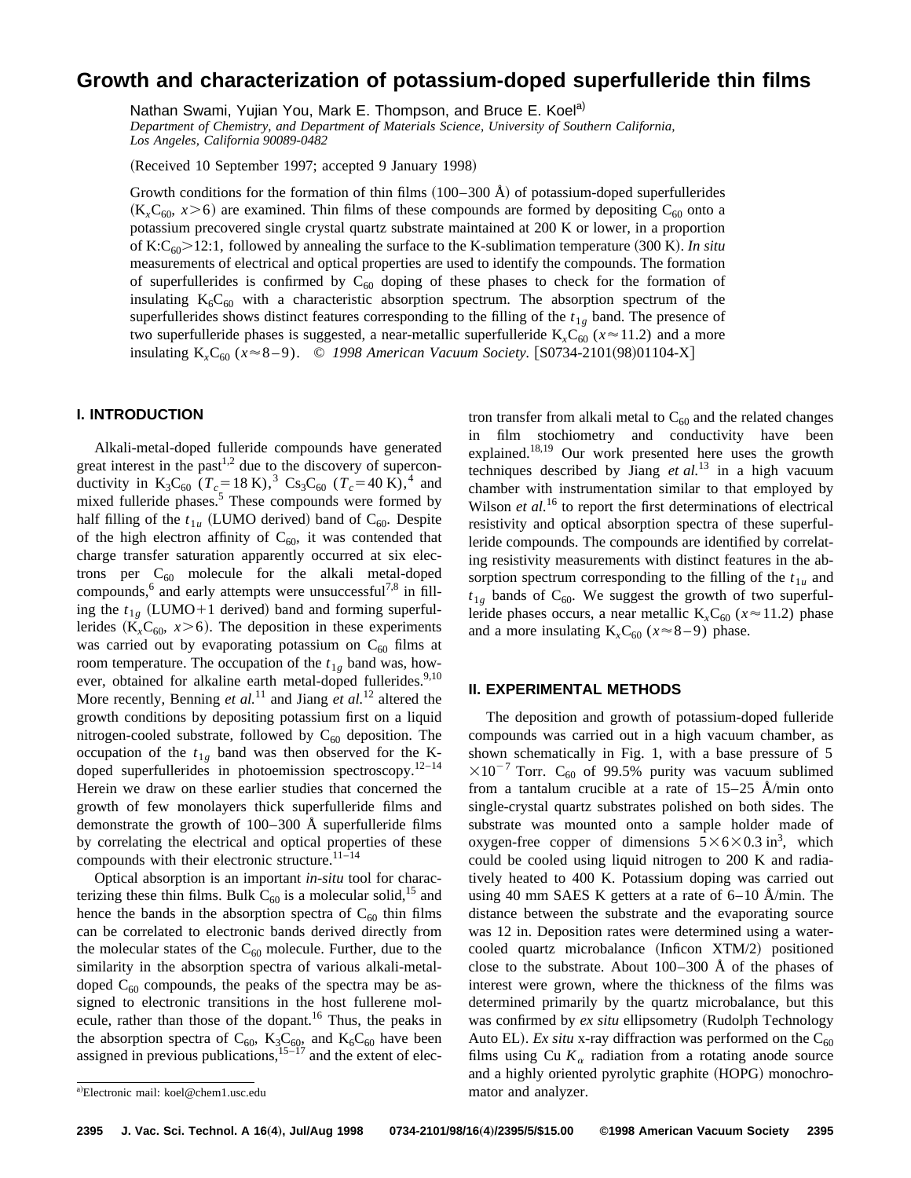# Growth and characterization of potassium-doped superfulleride thin films

Nathan Swami, Yujian You, Mark E. Thompson, and Bruce E. Koel[a)]

*Department of Chemistry, and Department of Materials Science, University of Southern California, Los Angeles, California 90089-0482*

(Received 10 September 1997; accepted 9 January 1998)

Growth conditions for the formation of thin films (100–300 Å) of potassium-doped superfullerides ($K_xC_{60}$, $x>6$) are examined. Thin films of these compounds are formed by depositing $C_{60}$ onto a potassium precovered single crystal quartz substrate maintained at 200 K or lower, in a proportion of K:$C_{60}$>12:1, followed by annealing the surface to the K-sublimation temperature (300 K). *In situ* measurements of electrical and optical properties are used to identify the compounds. The formation of superfullerides is confirmed by $C_{60}$ doping of these phases to check for the formation of insulating $K_6C_{60}$ with a characteristic absorption spectrum. The absorption spectrum of the superfullerides shows distinct features corresponding to the filling of the $t_{1g}$ band. The presence of two superfulleride phases is suggested, a near-metallic superfulleride $K_xC_{60}$ ($x\approx 11.2$) and a more insulating $K_xC_{60}$ ($x\approx 8$–$9$). © *1998 American Vacuum Society.* [S0734-2101(98)01104-X]

## I. INTRODUCTION

Alkali-metal-doped fulleride compounds have generated great interest in the past[1,2] due to the discovery of superconductivity in $K_3C_{60}$ ($T_c=18$ K),[3] $Cs_3C_{60}$ ($T_c=40$ K),[4] and mixed fulleride phases.[5] These compounds were formed by half filling of the $t_{1u}$ (LUMO derived) band of $C_{60}$. Despite of the high electron affinity of $C_{60}$, it was contended that charge transfer saturation apparently occurred at six electrons per $C_{60}$ molecule for the alkali metal-doped compounds,[6] and early attempts were unsuccessful[7,8] in filling the $t_{1g}$ (LUMO+1 derived) band and forming superfullerides ($K_xC_{60}$, $x>6$). The deposition in these experiments was carried out by evaporating potassium on $C_{60}$ films at room temperature. The occupation of the $t_{1g}$ band was, however, obtained for alkaline earth metal-doped fullerides.[9,10] More recently, Benning *et al.*[11] and Jiang *et al.*[12] altered the growth conditions by depositing potassium first on a liquid nitrogen-cooled substrate, followed by $C_{60}$ deposition. The occupation of the $t_{1g}$ band was then observed for the K-doped superfullerides in photoemission spectroscopy.[12–14] Herein we draw on these earlier studies that concerned the growth of few monolayers thick superfulleride films and demonstrate the growth of 100–300 Å superfulleride films by correlating the electrical and optical properties of these compounds with their electronic structure.[11–14]

Optical absorption is an important *in-situ* tool for characterizing these thin films. Bulk $C_{60}$ is a molecular solid,[15] and hence the bands in the absorption spectra of $C_{60}$ thin films can be correlated to electronic bands derived directly from the molecular states of the $C_{60}$ molecule. Further, due to the similarity in the absorption spectra of various alkali-metal-doped $C_{60}$ compounds, the peaks of the spectra may be assigned to electronic transitions in the host fullerene molecule, rather than those of the dopant.[16] Thus, the peaks in the absorption spectra of $C_{60}$, $K_3C_{60}$, and $K_6C_{60}$ have been assigned in previous publications,[15–17] and the extent of electron transfer from alkali metal to $C_{60}$ and the related changes in film stochiometry and conductivity have been explained.[18,19] Our work presented here uses the growth techniques described by Jiang *et al.*[13] in a high vacuum chamber with instrumentation similar to that employed by Wilson *et al.*[16] to report the first determinations of electrical resistivity and optical absorption spectra of these superfulleride compounds. The compounds are identified by correlating resistivity measurements with distinct features in the absorption spectrum corresponding to the filling of the $t_{1u}$ and $t_{1g}$ bands of $C_{60}$. We suggest the growth of two superfulleride phases occurs, a near metallic $K_xC_{60}$ ($x\approx 11.2$) phase and a more insulating $K_xC_{60}$ ($x\approx 8$–$9$) phase.

## II. EXPERIMENTAL METHODS

The deposition and growth of potassium-doped fulleride compounds was carried out in a high vacuum chamber, as shown schematically in Fig. 1, with a base pressure of $5\times 10^{-7}$ Torr. $C_{60}$ of 99.5% purity was vacuum sublimed from a tantalum crucible at a rate of 15–25 Å/min onto single-crystal quartz substrates polished on both sides. The substrate was mounted onto a sample holder made of oxygen-free copper of dimensions $5\times 6\times 0.3$ in$^3$, which could be cooled using liquid nitrogen to 200 K and radiatively heated to 400 K. Potassium doping was carried out using 40 mm SAES K getters at a rate of 6–10 Å/min. The distance between the substrate and the evaporating source was 12 in. Deposition rates were determined using a water-cooled quartz microbalance (Inficon XTM/2) positioned close to the substrate. About 100–300 Å of the phases of interest were grown, where the thickness of the films was determined primarily by the quartz microbalance, but this was confirmed by *ex situ* ellipsometry (Rudolph Technology Auto EL). *Ex situ* x-ray diffraction was performed on the $C_{60}$ films using Cu $K_\alpha$ radiation from a rotating anode source and a highly oriented pyrolytic graphite (HOPG) monochromator and analyzer.

[a)]Electronic mail: koel@chem1.usc.edu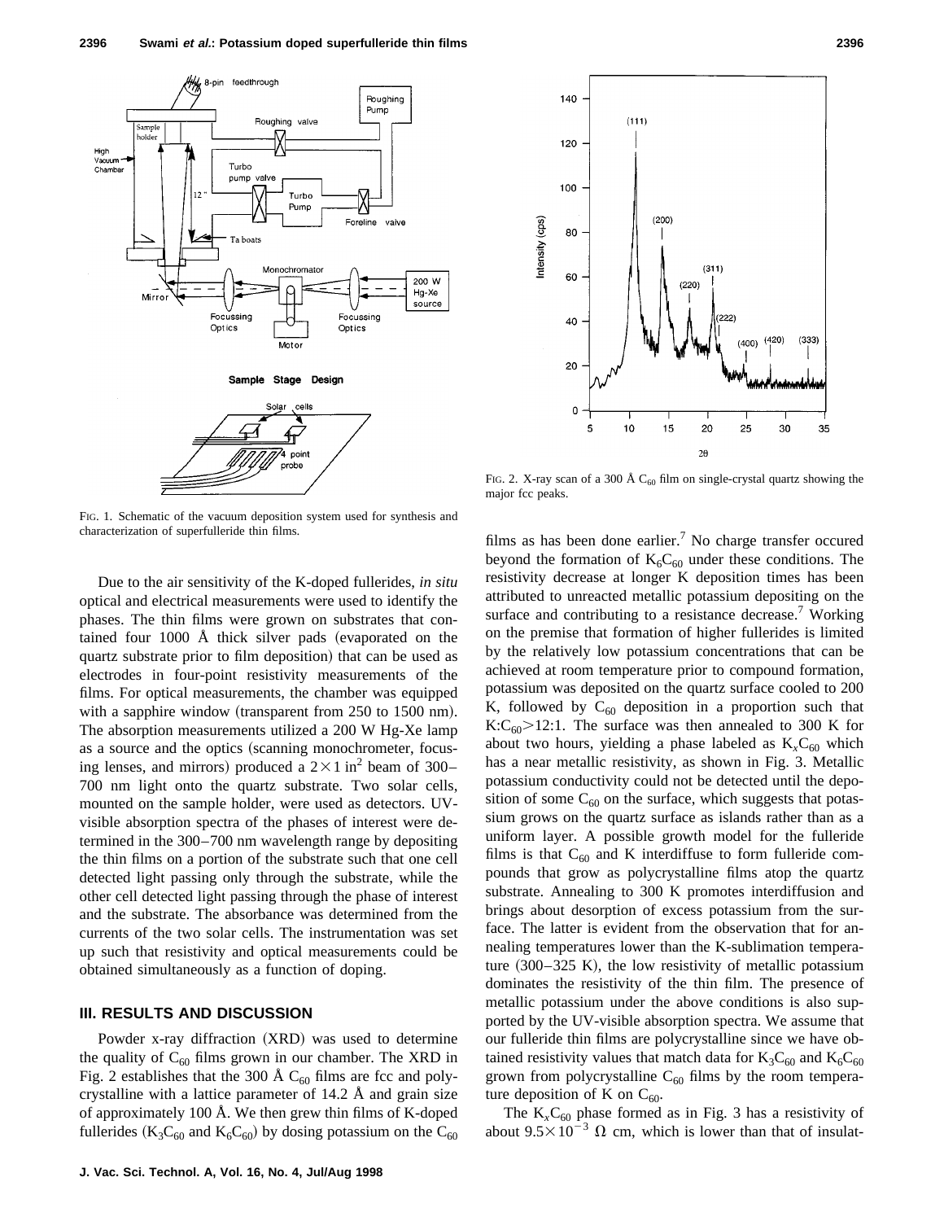FIG. 1. Schematic of the vacuum deposition system used for synthesis and characterization of superfulleride thin films.

Due to the air sensitivity of the K-doped fullerides, *in situ* optical and electrical measurements were used to identify the phases. The thin films were grown on substrates that contained four 1000 Å thick silver pads (evaporated on the quartz substrate prior to film deposition) that can be used as electrodes in four-point resistivity measurements of the films. For optical measurements, the chamber was equipped with a sapphire window (transparent from 250 to 1500 nm). The absorption measurements utilized a 200 W Hg-Xe lamp as a source and the optics (scanning monochrometer, focusing lenses, and mirrors) produced a $2\times1$ in$^2$ beam of 300–700 nm light onto the quartz substrate. Two solar cells, mounted on the sample holder, were used as detectors. UV-visible absorption spectra of the phases of interest were determined in the 300–700 nm wavelength range by depositing the thin films on a portion of the substrate such that one cell detected light passing only through the substrate, while the other cell detected light passing through the phase of interest and the substrate. The absorbance was determined from the currents of the two solar cells. The instrumentation was set up such that resistivity and optical measurements could be obtained simultaneously as a function of doping.

## III. RESULTS AND DISCUSSION

Powder x-ray diffraction (XRD) was used to determine the quality of $C_{60}$ films grown in our chamber. The XRD in Fig. 2 establishes that the 300 Å $C_{60}$ films are fcc and polycrystalline with a lattice parameter of 14.2 Å and grain size of approximately 100 Å. We then grew thin films of K-doped fullerides ($K_3C_{60}$ and $K_6C_{60}$) by dosing potassium on the $C_{60}$ films as has been done earlier.[7] No charge transfer occured beyond the formation of $K_6C_{60}$ under these conditions. The resistivity decrease at longer K deposition times has been attributed to unreacted metallic potassium depositing on the surface and contributing to a resistance decrease.[7] Working on the premise that formation of higher fullerides is limited by the relatively low potassium concentrations that can be achieved at room temperature prior to compound formation, potassium was deposited on the quartz surface cooled to 200 K, followed by $C_{60}$ deposition in a proportion such that $K:C_{60}>12:1$. The surface was then annealed to 300 K for about two hours, yielding a phase labeled as $K_xC_{60}$ which has a near metallic resistivity, as shown in Fig. 3. Metallic potassium conductivity could not be detected until the deposition of some $C_{60}$ on the surface, which suggests that potassium grows on the quartz surface as islands rather than as a uniform layer. A possible growth model for the fulleride films is that $C_{60}$ and K interdiffuse to form fulleride compounds that grow as polycrystalline films atop the quartz substrate. Annealing to 300 K promotes interdiffusion and brings about desorption of excess potassium from the surface. The latter is evident from the observation that for annealing temperatures lower than the K-sublimation temperature (300–325 K), the low resistivity of metallic potassium dominates the resistivity of the thin film. The presence of metallic potassium under the above conditions is also supported by the UV-visible absorption spectra. We assume that our fulleride thin films are polycrystalline since we have obtained resistivity values that match data for $K_3C_{60}$ and $K_6C_{60}$ grown from polycrystalline $C_{60}$ films by the room temperature deposition of K on $C_{60}$.

FIG. 2. X-ray scan of a 300 Å $C_{60}$ film on single-crystal quartz showing the major fcc peaks.

The $K_xC_{60}$ phase formed as in Fig. 3 has a resistivity of about $9.5\times10^{-3}$ Ω cm, which is lower than that of insulat-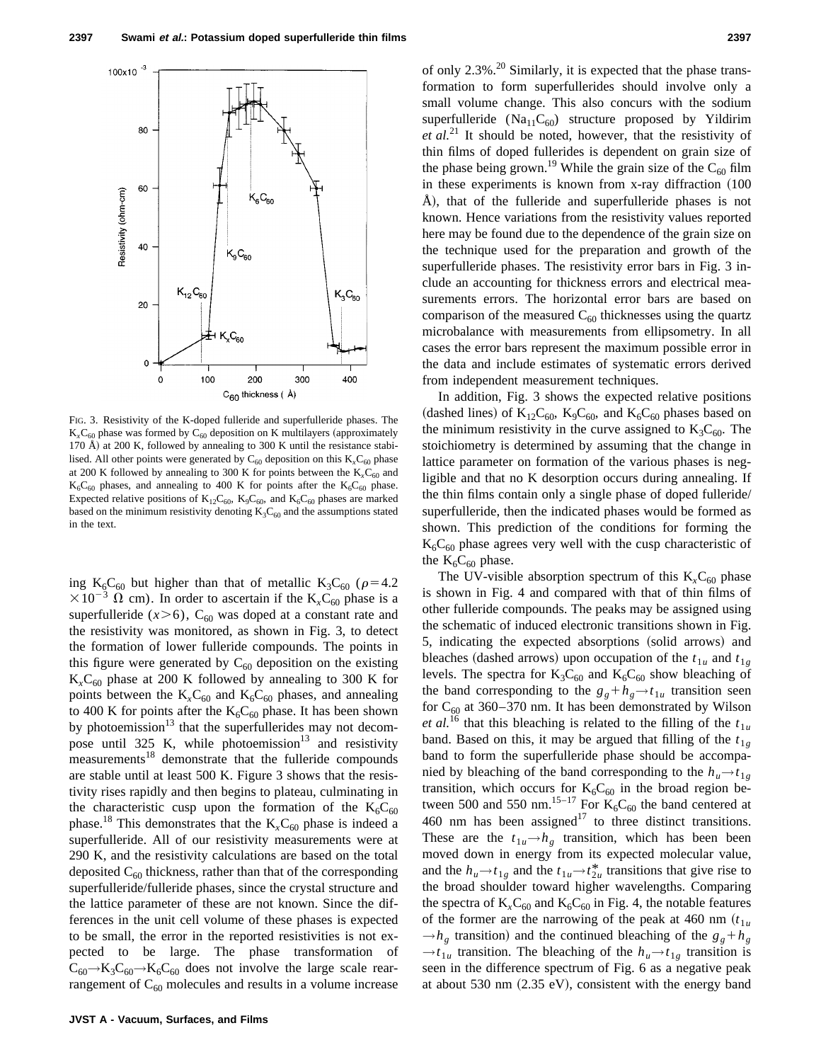FIG. 3. Resistivity of the K-doped fulleride and superfulleride phases. The $K_xC_{60}$ phase was formed by $C_{60}$ deposition on K multilayers (approximately 170 Å) at 200 K, followed by annealing to 300 K until the resistance stabilised. All other points were generated by $C_{60}$ deposition on this $K_xC_{60}$ phase at 200 K followed by annealing to 300 K for points between the $K_xC_{60}$ and $K_6C_{60}$ phases, and annealing to 400 K for points after the $K_6C_{60}$ phase. Expected relative positions of $K_{12}C_{60}$, $K_9C_{60}$, and $K_6C_{60}$ phases are marked based on the minimum resistivity denoting $K_3C_{60}$ and the assumptions stated in the text.

ing $K_6C_{60}$ but higher than that of metallic $K_3C_{60}$ ($\rho = 4.2 \times 10^{-3}$ Ω cm). In order to ascertain if the $K_xC_{60}$ phase is a superfulleride ($x > 6$), $C_{60}$ was doped at a constant rate and the resistivity was monitored, as shown in Fig. 3, to detect the formation of lower fulleride compounds. The points in this figure were generated by $C_{60}$ deposition on the existing $K_xC_{60}$ phase at 200 K followed by annealing to 300 K for points between the $K_xC_{60}$ and $K_6C_{60}$ phases, and annealing to 400 K for points after the $K_6C_{60}$ phase. It has been shown by photoemission[13] that the superfullerides may not decompose until 325 K, while photoemission[13] and resistivity measurements[18] demonstrate that the fulleride compounds are stable until at least 500 K. Figure 3 shows that the resistivity rises rapidly and then begins to plateau, culminating in the characteristic cusp upon the formation of the $K_6C_{60}$ phase.[18] This demonstrates that the $K_xC_{60}$ phase is indeed a superfulleride. All of our resistivity measurements were at 290 K, and the resistivity calculations are based on the total deposited $C_{60}$ thickness, rather than that of the corresponding superfulleride/fulleride phases, since the crystal structure and the lattice parameter of these are not known. Since the differences in the unit cell volume of these phases is expected to be small, the error in the reported resistivities is not expected to be large. The phase transformation of $C_{60} \rightarrow K_3C_{60} \rightarrow K_6C_{60}$ does not involve the large scale rearrangement of $C_{60}$ molecules and results in a volume increase of only 2.3%.[20] Similarly, it is expected that the phase transformation to form superfullerides should involve only a small volume change. This also concurs with the sodium superfulleride ($Na_{11}C_{60}$) structure proposed by Yildirim *et al.*[21] It should be noted, however, that the resistivity of thin films of doped fullerides is dependent on grain size of the phase being grown.[19] While the grain size of the $C_{60}$ film in these experiments is known from x-ray diffraction (100 Å), that of the fulleride and superfulleride phases is not known. Hence variations from the resistivity values reported here may be found due to the dependence of the grain size on the technique used for the preparation and growth of the superfulleride phases. The resistivity error bars in Fig. 3 include an accounting for thickness errors and electrical measurements errors. The horizontal error bars are based on comparison of the measured $C_{60}$ thicknesses using the quartz microbalance with measurements from ellipsometry. In all cases the error bars represent the maximum possible error in the data and include estimates of systematic errors derived from independent measurement techniques.

In addition, Fig. 3 shows the expected relative positions (dashed lines) of $K_{12}C_{60}$, $K_9C_{60}$, and $K_6C_{60}$ phases based on the minimum resistivity in the curve assigned to $K_3C_{60}$. The stoichiometry is determined by assuming that the change in lattice parameter on formation of the various phases is negligible and that no K desorption occurs during annealing. If the thin films contain only a single phase of doped fulleride/superfulleride, then the indicated phases would be formed as shown. This prediction of the conditions for forming the $K_6C_{60}$ phase agrees very well with the cusp characteristic of the $K_6C_{60}$ phase.

The UV-visible absorption spectrum of this $K_xC_{60}$ phase is shown in Fig. 4 and compared with that of thin films of other fulleride compounds. The peaks may be assigned using the schematic of induced electronic transitions shown in Fig. 5, indicating the expected absorptions (solid arrows) and bleaches (dashed arrows) upon occupation of the $t_{1u}$ and $t_{1g}$ levels. The spectra for $K_3C_{60}$ and $K_6C_{60}$ show bleaching of the band corresponding to the $g_g + h_g \rightarrow t_{1u}$ transition seen for $C_{60}$ at 360–370 nm. It has been demonstrated by Wilson *et al.*[16] that this bleaching is related to the filling of the $t_{1u}$ band. Based on this, it may be argued that filling of the $t_{1g}$ band to form the superfulleride phase should be accompanied by bleaching of the band corresponding to the $h_u \rightarrow t_{1g}$ transition, which occurs for $K_6C_{60}$ in the broad region between 500 and 550 nm.[15–17] For $K_6C_{60}$ the band centered at 460 nm has been assigned[17] to three distinct transitions. These are the $t_{1u} \rightarrow h_g$ transition, which has been been moved down in energy from its expected molecular value, and the $h_u \rightarrow t_{1g}$ and the $t_{1u} \rightarrow t_{2u}^*$ transitions that give rise to the broad shoulder toward higher wavelengths. Comparing the spectra of $K_xC_{60}$ and $K_6C_{60}$ in Fig. 4, the notable features of the former are the narrowing of the peak at 460 nm ($t_{1u} \rightarrow h_g$ transition) and the continued bleaching of the $g_g + h_g \rightarrow t_{1u}$ transition. The bleaching of the $h_u \rightarrow t_{1g}$ transition is seen in the difference spectrum of Fig. 6 as a negative peak at about 530 nm (2.35 eV), consistent with the energy band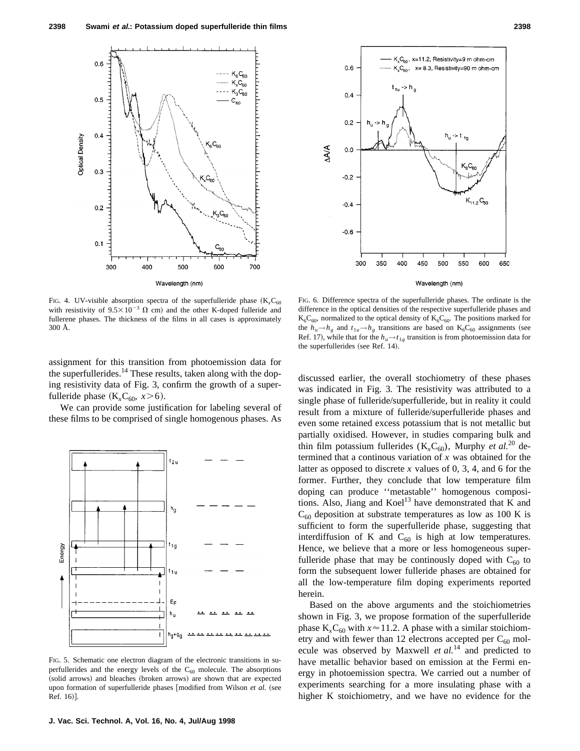FIG. 4. UV-visible absorption spectra of the superfulleride phase ($K_xC_{60}$ with resistivity of $9.5\times10^{-3}$ Ω cm) and the other K-doped fulleride and fullerene phases. The thickness of the films in all cases is approximately 300 Å.

FIG. 6. Difference spectra of the superfulleride phases. The ordinate is the difference in the optical densities of the respective superfulleride phases and $K_6C_{60}$, normalized to the optical density of $K_6C_{60}$. The positions marked for the $h_u \rightarrow h_g$ and $t_{1u} \rightarrow h_g$ transitions are based on $K_6C_{60}$ assignments (see Ref. 17), while that for the $h_u \rightarrow t_{1g}$ transition is from photoemission data for the superfullerides (see Ref. 14).

assignment for this transition from photoemission data for the superfullerides.[14] These results, taken along with the doping resistivity data of Fig. 3, confirm the growth of a superfulleride phase ($K_xC_{60}$, $x>6$).

We can provide some justification for labeling several of these films to be comprised of single homogenous phases. As discussed earlier, the overall stochiometry of these phases was indicated in Fig. 3. The resistivity was attributed to a single phase of fulleride/superfulleride, but in reality it could result from a mixture of fulleride/superfulleride phases and even some retained excess potassium that is not metallic but partially oxidised. However, in studies comparing bulk and thin film potassium fullerides ($K_xC_{60}$), Murphy *et al.*[20] determined that a continous variation of $x$ was obtained for the latter as opposed to discrete $x$ values of 0, 3, 4, and 6 for the former. Further, they conclude that low temperature film doping can produce ''metastable'' homogenous compositions. Also, Jiang and Koel[13] have demonstrated that K and $C_{60}$ deposition at substrate temperatures as low as 100 K is sufficient to form the superfulleride phase, suggesting that interdiffusion of K and $C_{60}$ is high at low temperatures. Hence, we believe that a more or less homogeneous superfulleride phase that may be continously doped with $C_{60}$ to form the subsequent lower fulleride phases are obtained for all the low-temperature film doping experiments reported herein.

FIG. 5. Schematic one electron diagram of the electronic transitions in superfullerides and the energy levels of the $C_{60}$ molecule. The absorptions (solid arrows) and bleaches (broken arrows) are shown that are expected upon formation of superfulleride phases [modified from Wilson *et al.* (see Ref. 16)].

Based on the above arguments and the stoichiometries shown in Fig. 3, we propose formation of the superfulleride phase $K_xC_{60}$ with $x\approx11.2$. A phase with a similar stoichiometry and with fewer than 12 electrons accepted per $C_{60}$ molecule was observed by Maxwell *et al.*[14] and predicted to have metallic behavior based on emission at the Fermi energy in photoemission spectra. We carried out a number of experiments searching for a more insulating phase with a higher K stoichiometry, and we have no evidence for the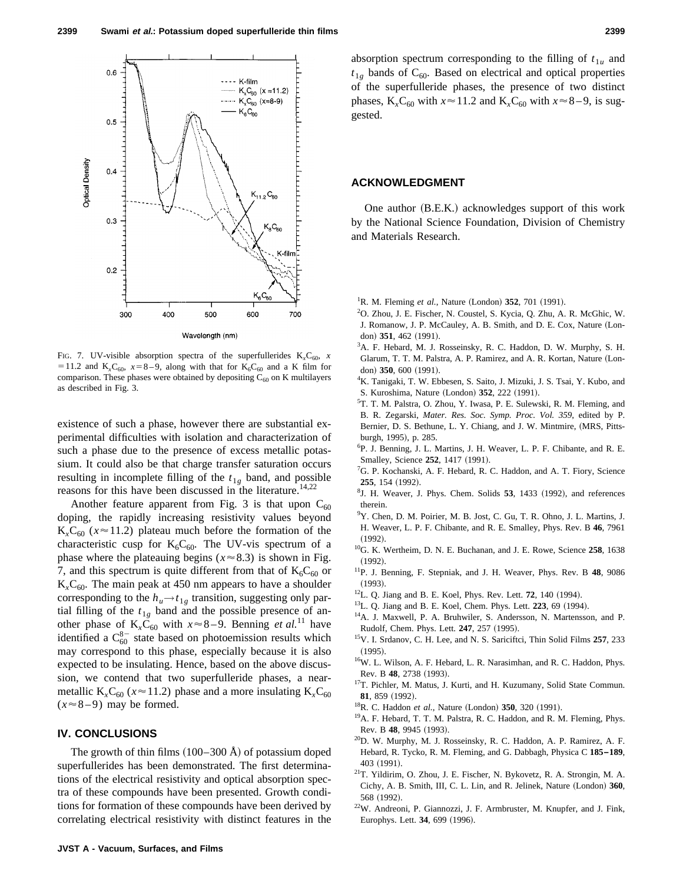Optical Density

Wavelength (nm)

0.6
0.5
0.4
0.3
0.2

300
400
500
600
700

K-film
$K_xC_{60}$ (x=11.2)
$K_xC_{60}$ (x=8-9)
$K_6C_{60}$

$K_{11.2}C_{60}$
$K_9C_{60}$
K-film
$K_6C_{60}$

FIG. 7. UV-visible absorption spectra of the superfullerides $K_xC_{60}$, $x = 11.2$ and $K_xC_{60}$, $x = 8–9$, along with that for $K_6C_{60}$ and a K film for comparison. These phases were obtained by depositing $C_{60}$ on K multilayers as described in Fig. 3.

existence of such a phase, however there are substantial experimental difficulties with isolation and characterization of such a phase due to the presence of excess metallic potassium. It could also be that charge transfer saturation occurs resulting in incomplete filling of the $t_{1g}$ band, and possible reasons for this have been discussed in the literature.[14,22]

Another feature apparent from Fig. 3 is that upon $C_{60}$ doping, the rapidly increasing resistivity values beyond $K_xC_{60}$ ($x \approx 11.2$) plateau much before the formation of the characteristic cusp for $K_6C_{60}$. The UV-vis spectrum of a phase where the plateauing begins ($x \approx 8.3$) is shown in Fig. 7, and this spectrum is quite different from that of $K_6C_{60}$ or $K_xC_{60}$. The main peak at 450 nm appears to have a shoulder corresponding to the $h_u \rightarrow t_{1g}$ transition, suggesting only partial filling of the $t_{1g}$ band and the possible presence of another phase of $K_xC_{60}$ with $x \approx 8–9$. Benning *et al.*[11] have identified a $C_{60}^{8-}$ state based on photoemission results which may correspond to this phase, especially because it is also expected to be insulating. Hence, based on the above discussion, we contend that two superfulleride phases, a near-metallic $K_xC_{60}$ ($x \approx 11.2$) phase and a more insulating $K_xC_{60}$ ($x \approx 8–9$) may be formed.

## IV. CONCLUSIONS

The growth of thin films (100–300 Å) of potassium doped superfullerides has been demonstrated. The first determinations of the electrical resistivity and optical absorption spectra of these compounds have been presented. Growth conditions for formation of these compounds have been derived by correlating electrical resistivity with distinct features in the absorption spectrum corresponding to the filling of $t_{1u}$ and $t_{1g}$ bands of $C_{60}$. Based on electrical and optical properties of the superfulleride phases, the presence of two distinct phases, $K_xC_{60}$ with $x \approx 11.2$ and $K_xC_{60}$ with $x \approx 8–9$, is suggested.

## ACKNOWLEDGMENT

One author (B.E.K.) acknowledges support of this work by the National Science Foundation, Division of Chemistry and Materials Research.

[1] R. M. Fleming *et al.*, Nature (London) **352**, 701 (1991).

[2] O. Zhou, J. E. Fischer, N. Coustel, S. Kycia, Q. Zhu, A. R. McGhic, W. J. Romanow, J. P. McCauley, A. B. Smith, and D. E. Cox, Nature (London) **351**, 462 (1991).

[3] A. F. Hebard, M. J. Rosseinsky, R. C. Haddon, D. W. Murphy, S. H. Glarum, T. T. M. Palstra, A. P. Ramirez, and A. R. Kortan, Nature (London) **350**, 600 (1991).

[4] K. Tanigaki, T. W. Ebbesen, S. Saito, J. Mizuki, J. S. Tsai, Y. Kubo, and S. Kuroshima, Nature (London) **352**, 222 (1991).

[5] T. T. M. Palstra, O. Zhou, Y. Iwasa, P. E. Sulewski, R. M. Fleming, and B. R. Zegarski, *Mater. Res. Soc. Symp. Proc. Vol. 359*, edited by P. Bernier, D. S. Bethune, L. Y. Chiang, and J. W. Mintmire, (MRS, Pittsburgh, 1995), p. 285.

[6] P. J. Benning, J. L. Martins, J. H. Weaver, L. P. F. Chibante, and R. E. Smalley, Science **252**, 1417 (1991).

[7] G. P. Kochanski, A. F. Hebard, R. C. Haddon, and A. T. Fiory, Science **255**, 154 (1992).

[8] J. H. Weaver, J. Phys. Chem. Solids **53**, 1433 (1992), and references therein.

[9] Y. Chen, D. M. Poirier, M. B. Jost, C. Gu, T. R. Ohno, J. L. Martins, J. H. Weaver, L. P. F. Chibante, and R. E. Smalley, Phys. Rev. B **46**, 7961 (1992).

[10] G. K. Wertheim, D. N. E. Buchanan, and J. E. Rowe, Science **258**, 1638 (1992).

[11] P. J. Benning, F. Stepniak, and J. H. Weaver, Phys. Rev. B **48**, 9086 (1993).

[12] L. Q. Jiang and B. E. Koel, Phys. Rev. Lett. **72**, 140 (1994).

[13] L. Q. Jiang and B. E. Koel, Chem. Phys. Lett. **223**, 69 (1994).

[14] A. J. Maxwell, P. A. Bruhwiler, S. Andersson, N. Martensson, and P. Rudolf, Chem. Phys. Lett. **247**, 257 (1995).

[15] V. I. Srdanov, C. H. Lee, and N. S. Sariciftci, Thin Solid Films **257**, 233 (1995).

[16] W. L. Wilson, A. F. Hebard, L. R. Narasimhan, and R. C. Haddon, Phys. Rev. B **48**, 2738 (1993).

[17] T. Pichler, M. Matus, J. Kurti, and H. Kuzumany, Solid State Commun. **81**, 859 (1992).

[18] R. C. Haddon *et al.*, Nature (London) **350**, 320 (1991).

[19] A. F. Hebard, T. T. M. Palstra, R. C. Haddon, and R. M. Fleming, Phys. Rev. B **48**, 9945 (1993).

[20] D. W. Murphy, M. J. Rosseinsky, R. C. Haddon, A. P. Ramirez, A. F. Hebard, R. Tycko, R. M. Fleming, and G. Dabbagh, Physica C **185–189**, 403 (1991).

[21] T. Yildirim, O. Zhou, J. E. Fischer, N. Bykovetz, R. A. Strongin, M. A. Cichy, A. B. Smith, III, C. L. Lin, and R. Jelinek, Nature (London) **360**, 568 (1992).

[22] W. Andreoni, P. Giannozzi, J. F. Armbruster, M. Knupfer, and J. Fink, Europhys. Lett. **34**, 699 (1996).